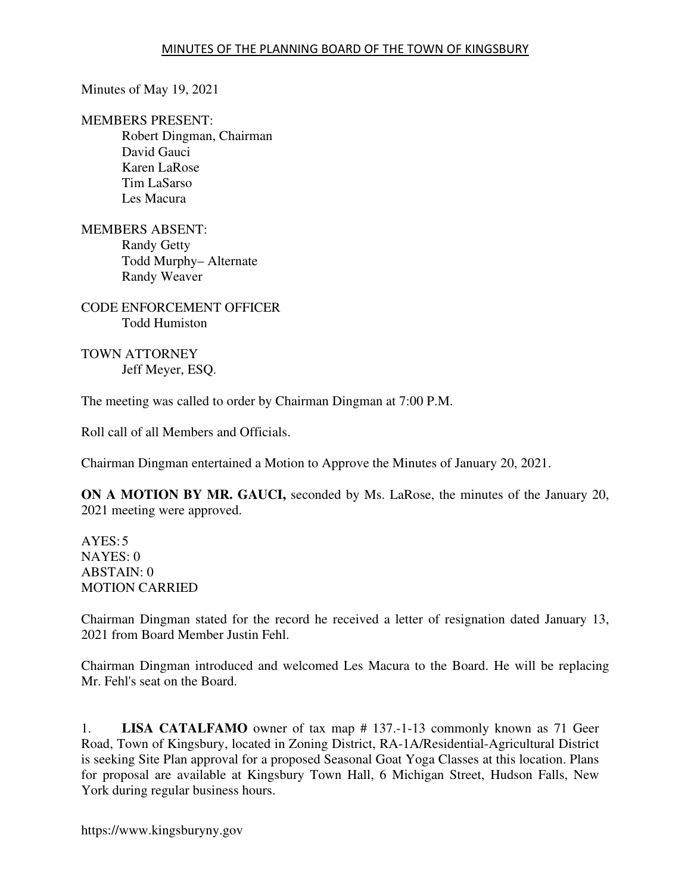# MINUTES OF THE PLANNING BOARD OF THE TOWN OF KINGSBURY

Minutes of May 19, 2021

MEMBERS PRESENT:
Robert Dingman, Chairman
David Gauci
Karen LaRose
Tim LaSarso
Les Macura

MEMBERS ABSENT:
Randy Getty
Todd Murphy– Alternate
Randy Weaver

CODE ENFORCEMENT OFFICER
Todd Humiston

TOWN ATTORNEY
Jeff Meyer, ESQ.

The meeting was called to order by Chairman Dingman at 7:00 P.M.

Roll call of all Members and Officials.

Chairman Dingman entertained a Motion to Approve the Minutes of January 20, 2021.

**ON A MOTION BY MR. GAUCI,** seconded by Ms. LaRose, the minutes of the January 20, 2021 meeting were approved.

AYES: 5
NAYES: 0
ABSTAIN: 0
MOTION CARRIED

Chairman Dingman stated for the record he received a letter of resignation dated January 13, 2021 from Board Member Justin Fehl.

Chairman Dingman introduced and welcomed Les Macura to the Board. He will be replacing Mr. Fehl's seat on the Board.

1. **LISA CATALFAMO** owner of tax map # 137.-1-13 commonly known as 71 Geer Road, Town of Kingsbury, located in Zoning District, RA-1A/Residential-Agricultural District is seeking Site Plan approval for a proposed Seasonal Goat Yoga Classes at this location. Plans for proposal are available at Kingsbury Town Hall, 6 Michigan Street, Hudson Falls, New York during regular business hours.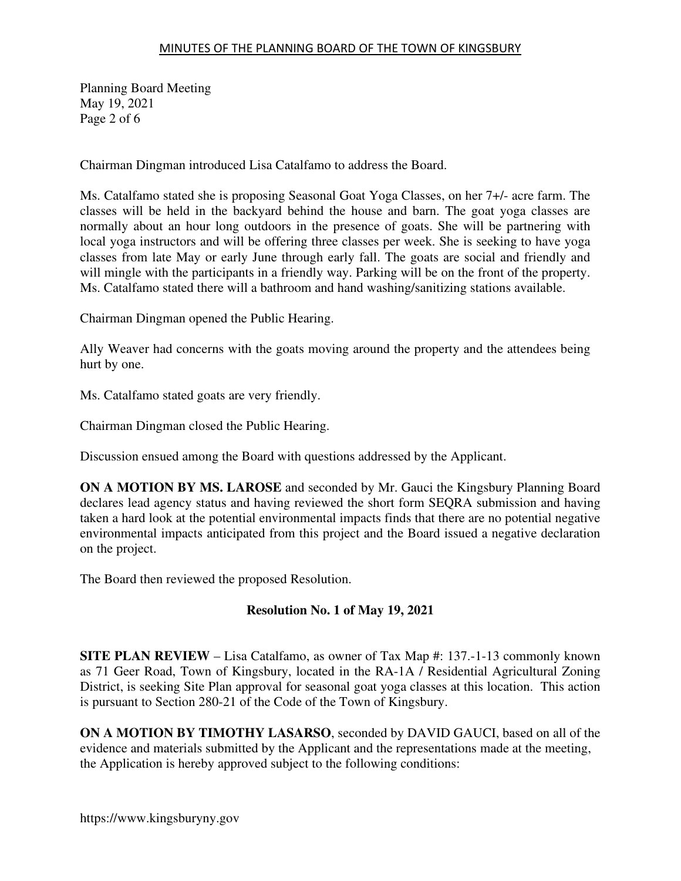Chairman Dingman introduced Lisa Catalfamo to address the Board.

Ms. Catalfamo stated she is proposing Seasonal Goat Yoga Classes, on her 7+/- acre farm. The classes will be held in the backyard behind the house and barn. The goat yoga classes are normally about an hour long outdoors in the presence of goats. She will be partnering with local yoga instructors and will be offering three classes per week. She is seeking to have yoga classes from late May or early June through early fall. The goats are social and friendly and will mingle with the participants in a friendly way. Parking will be on the front of the property. Ms. Catalfamo stated there will a bathroom and hand washing/sanitizing stations available.

Chairman Dingman opened the Public Hearing.

Ally Weaver had concerns with the goats moving around the property and the attendees being hurt by one.

Ms. Catalfamo stated goats are very friendly.

Chairman Dingman closed the Public Hearing.

Discussion ensued among the Board with questions addressed by the Applicant.

**ON A MOTION BY MS. LAROSE** and seconded by Mr. Gauci the Kingsbury Planning Board declares lead agency status and having reviewed the short form SEQRA submission and having taken a hard look at the potential environmental impacts finds that there are no potential negative environmental impacts anticipated from this project and the Board issued a negative declaration on the project.

The Board then reviewed the proposed Resolution.

**Resolution No. 1 of May 19, 2021**

**SITE PLAN REVIEW** – Lisa Catalfamo, as owner of Tax Map #: 137.-1-13 commonly known as 71 Geer Road, Town of Kingsbury, located in the RA-1A / Residential Agricultural Zoning District, is seeking Site Plan approval for seasonal goat yoga classes at this location. This action is pursuant to Section 280-21 of the Code of the Town of Kingsbury.

**ON A MOTION BY TIMOTHY LASARSO**, seconded by DAVID GAUCI, based on all of the evidence and materials submitted by the Applicant and the representations made at the meeting, the Application is hereby approved subject to the following conditions: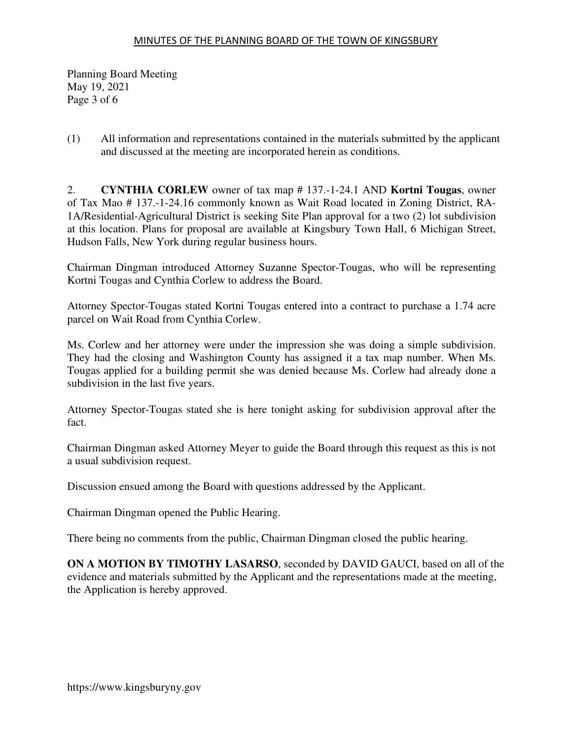(1) All information and representations contained in the materials submitted by the applicant and discussed at the meeting are incorporated herein as conditions.

2. **CYNTHIA CORLEW** owner of tax map # 137.-1-24.1 AND **Kortni Tougas**, owner of Tax Mao # 137.-1-24.16 commonly known as Wait Road located in Zoning District, RA-1A/Residential-Agricultural District is seeking Site Plan approval for a two (2) lot subdivision at this location. Plans for proposal are available at Kingsbury Town Hall, 6 Michigan Street, Hudson Falls, New York during regular business hours.

Chairman Dingman introduced Attorney Suzanne Spector-Tougas, who will be representing Kortni Tougas and Cynthia Corlew to address the Board.

Attorney Spector-Tougas stated Kortni Tougas entered into a contract to purchase a 1.74 acre parcel on Wait Road from Cynthia Corlew.

Ms. Corlew and her attorney were under the impression she was doing a simple subdivision. They had the closing and Washington County has assigned it a tax map number. When Ms. Tougas applied for a building permit she was denied because Ms. Corlew had already done a subdivision in the last five years.

Attorney Spector-Tougas stated she is here tonight asking for subdivision approval after the fact.

Chairman Dingman asked Attorney Meyer to guide the Board through this request as this is not a usual subdivision request.

Discussion ensued among the Board with questions addressed by the Applicant.

Chairman Dingman opened the Public Hearing.

There being no comments from the public, Chairman Dingman closed the public hearing.

**ON A MOTION BY TIMOTHY LASARSO**, seconded by DAVID GAUCI, based on all of the evidence and materials submitted by the Applicant and the representations made at the meeting, the Application is hereby approved.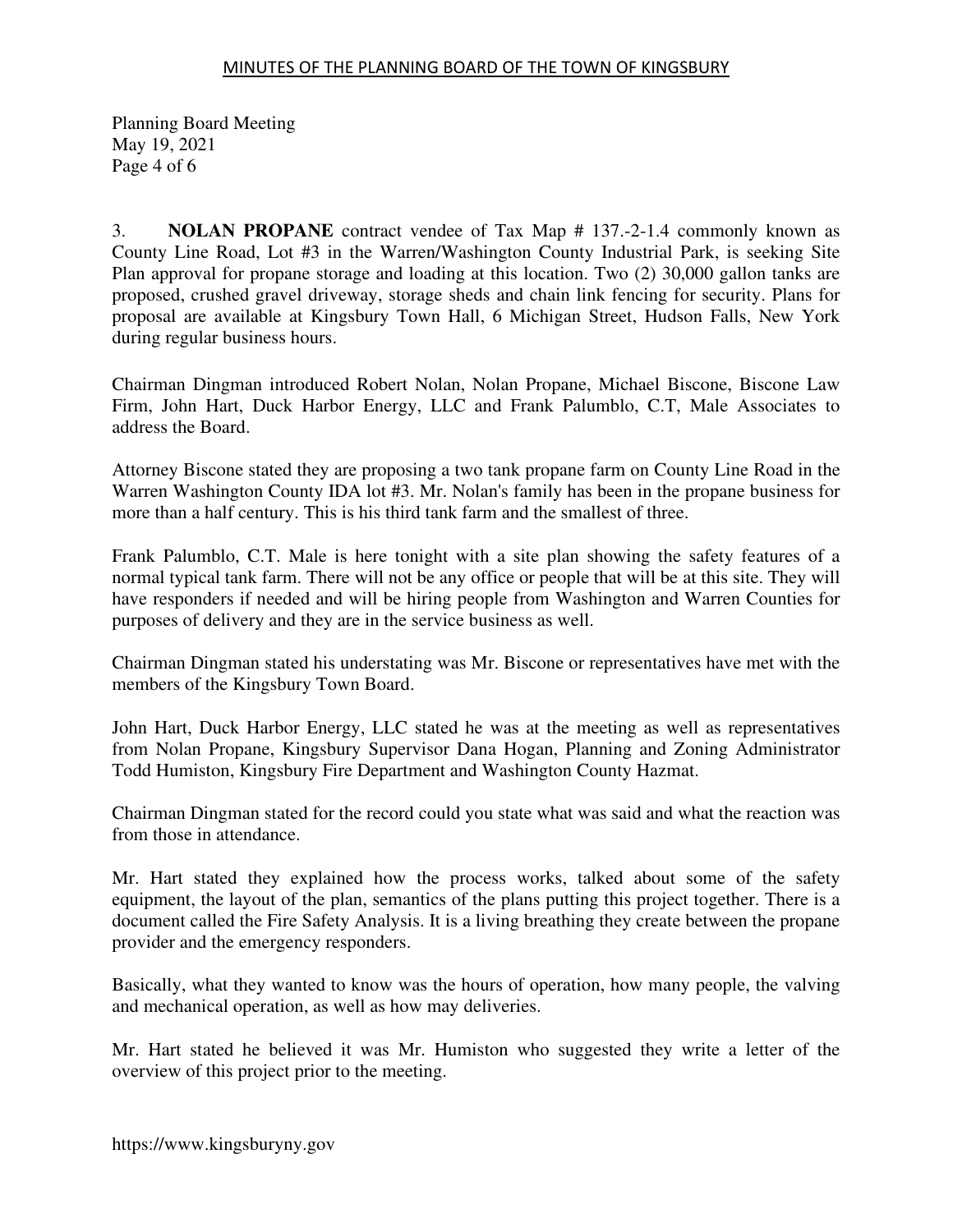3. **NOLAN PROPANE** contract vendee of Tax Map # 137.-2-1.4 commonly known as County Line Road, Lot #3 in the Warren/Washington County Industrial Park, is seeking Site Plan approval for propane storage and loading at this location. Two (2) 30,000 gallon tanks are proposed, crushed gravel driveway, storage sheds and chain link fencing for security. Plans for proposal are available at Kingsbury Town Hall, 6 Michigan Street, Hudson Falls, New York during regular business hours.

Chairman Dingman introduced Robert Nolan, Nolan Propane, Michael Biscone, Biscone Law Firm, John Hart, Duck Harbor Energy, LLC and Frank Palumblo, C.T, Male Associates to address the Board.

Attorney Biscone stated they are proposing a two tank propane farm on County Line Road in the Warren Washington County IDA lot #3. Mr. Nolan's family has been in the propane business for more than a half century. This is his third tank farm and the smallest of three.

Frank Palumblo, C.T. Male is here tonight with a site plan showing the safety features of a normal typical tank farm. There will not be any office or people that will be at this site. They will have responders if needed and will be hiring people from Washington and Warren Counties for purposes of delivery and they are in the service business as well.

Chairman Dingman stated his understating was Mr. Biscone or representatives have met with the members of the Kingsbury Town Board.

John Hart, Duck Harbor Energy, LLC stated he was at the meeting as well as representatives from Nolan Propane, Kingsbury Supervisor Dana Hogan, Planning and Zoning Administrator Todd Humiston, Kingsbury Fire Department and Washington County Hazmat.

Chairman Dingman stated for the record could you state what was said and what the reaction was from those in attendance.

Mr. Hart stated they explained how the process works, talked about some of the safety equipment, the layout of the plan, semantics of the plans putting this project together. There is a document called the Fire Safety Analysis. It is a living breathing they create between the propane provider and the emergency responders.

Basically, what they wanted to know was the hours of operation, how many people, the valving and mechanical operation, as well as how may deliveries.

Mr. Hart stated he believed it was Mr. Humiston who suggested they write a letter of the overview of this project prior to the meeting.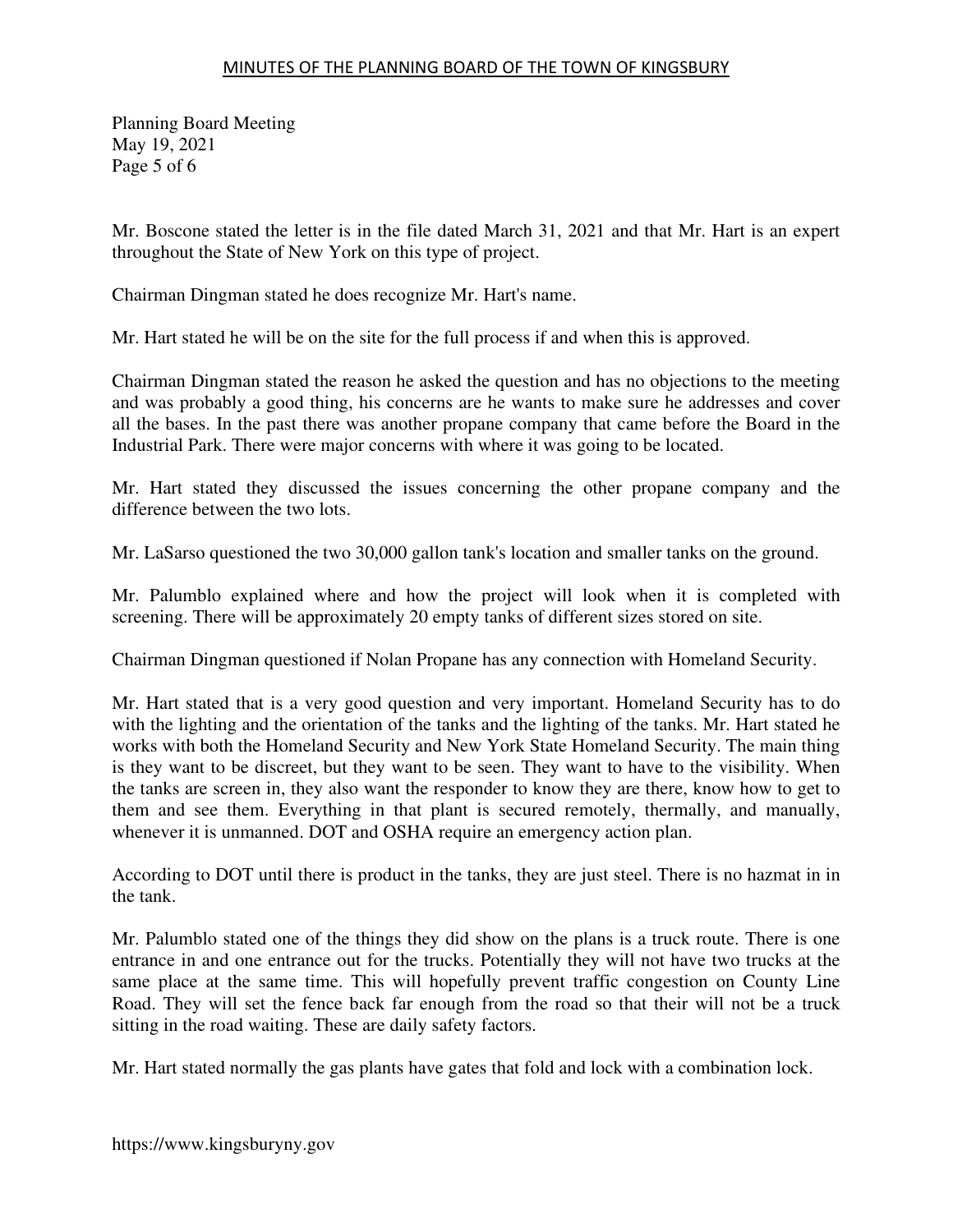Mr. Boscone stated the letter is in the file dated March 31, 2021 and that Mr. Hart is an expert throughout the State of New York on this type of project.

Chairman Dingman stated he does recognize Mr. Hart's name.

Mr. Hart stated he will be on the site for the full process if and when this is approved.

Chairman Dingman stated the reason he asked the question and has no objections to the meeting and was probably a good thing, his concerns are he wants to make sure he addresses and cover all the bases. In the past there was another propane company that came before the Board in the Industrial Park. There were major concerns with where it was going to be located.

Mr. Hart stated they discussed the issues concerning the other propane company and the difference between the two lots.

Mr. LaSarso questioned the two 30,000 gallon tank's location and smaller tanks on the ground.

Mr. Palumblo explained where and how the project will look when it is completed with screening. There will be approximately 20 empty tanks of different sizes stored on site.

Chairman Dingman questioned if Nolan Propane has any connection with Homeland Security.

Mr. Hart stated that is a very good question and very important. Homeland Security has to do with the lighting and the orientation of the tanks and the lighting of the tanks. Mr. Hart stated he works with both the Homeland Security and New York State Homeland Security. The main thing is they want to be discreet, but they want to be seen. They want to have to the visibility. When the tanks are screen in, they also want the responder to know they are there, know how to get to them and see them. Everything in that plant is secured remotely, thermally, and manually, whenever it is unmanned. DOT and OSHA require an emergency action plan.

According to DOT until there is product in the tanks, they are just steel. There is no hazmat in in the tank.

Mr. Palumblo stated one of the things they did show on the plans is a truck route. There is one entrance in and one entrance out for the trucks. Potentially they will not have two trucks at the same place at the same time. This will hopefully prevent traffic congestion on County Line Road. They will set the fence back far enough from the road so that their will not be a truck sitting in the road waiting. These are daily safety factors.

Mr. Hart stated normally the gas plants have gates that fold and lock with a combination lock.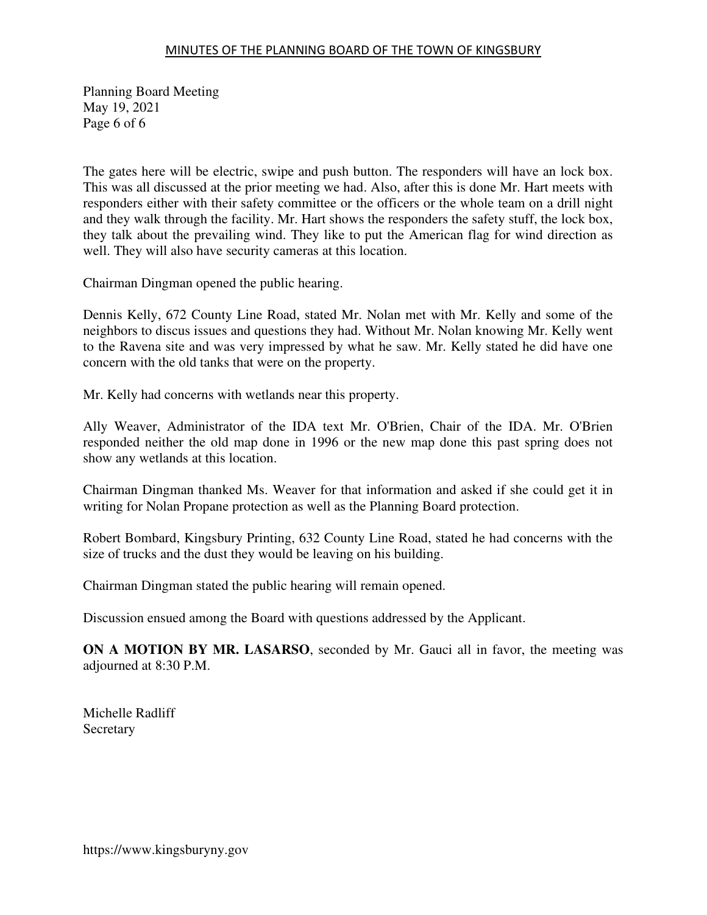The gates here will be electric, swipe and push button. The responders will have an lock box. This was all discussed at the prior meeting we had. Also, after this is done Mr. Hart meets with responders either with their safety committee or the officers or the whole team on a drill night and they walk through the facility. Mr. Hart shows the responders the safety stuff, the lock box, they talk about the prevailing wind. They like to put the American flag for wind direction as well. They will also have security cameras at this location.

Chairman Dingman opened the public hearing.

Dennis Kelly, 672 County Line Road, stated Mr. Nolan met with Mr. Kelly and some of the neighbors to discus issues and questions they had. Without Mr. Nolan knowing Mr. Kelly went to the Ravena site and was very impressed by what he saw. Mr. Kelly stated he did have one concern with the old tanks that were on the property.

Mr. Kelly had concerns with wetlands near this property.

Ally Weaver, Administrator of the IDA text Mr. O'Brien, Chair of the IDA. Mr. O'Brien responded neither the old map done in 1996 or the new map done this past spring does not show any wetlands at this location.

Chairman Dingman thanked Ms. Weaver for that information and asked if she could get it in writing for Nolan Propane protection as well as the Planning Board protection.

Robert Bombard, Kingsbury Printing, 632 County Line Road, stated he had concerns with the size of trucks and the dust they would be leaving on his building.

Chairman Dingman stated the public hearing will remain opened.

Discussion ensued among the Board with questions addressed by the Applicant.

**ON A MOTION BY MR. LASARSO**, seconded by Mr. Gauci all in favor, the meeting was adjourned at 8:30 P.M.

Michelle Radliff
Secretary

https://www.kingsburyny.gov